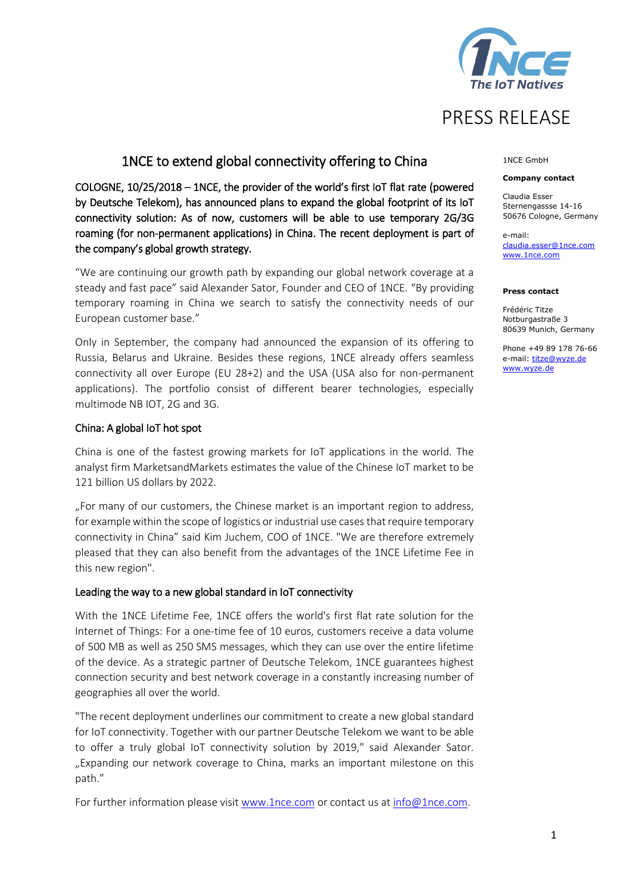PRESS RELEASE

# 1NCE to extend global connectivity offering to China

**COLOGNE, 10/25/2018 – 1NCE, the provider of the world's first IoT flat rate (powered by Deutsche Telekom), has announced plans to expand the global footprint of its IoT connectivity solution: As of now, customers will be able to use temporary 2G/3G roaming (for non-permanent applications) in China. The recent deployment is part of the company's global growth strategy.**

"We are continuing our growth path by expanding our global network coverage at a steady and fast pace" said Alexander Sator, Founder and CEO of 1NCE. "By providing temporary roaming in China we search to satisfy the connectivity needs of our European customer base."

Only in September, the company had announced the expansion of its offering to Russia, Belarus and Ukraine. Besides these regions, 1NCE already offers seamless connectivity all over Europe (EU 28+2) and the USA (USA also for non-permanent applications). The portfolio consist of different bearer technologies, especially multimode NB IOT, 2G and 3G.

## China: A global IoT hot spot

China is one of the fastest growing markets for IoT applications in the world. The analyst firm MarketsandMarkets estimates the value of the Chinese IoT market to be 121 billion US dollars by 2022.

„For many of our customers, the Chinese market is an important region to address, for example within the scope of logistics or industrial use cases that require temporary connectivity in China" said Kim Juchem, COO of 1NCE. "We are therefore extremely pleased that they can also benefit from the advantages of the 1NCE Lifetime Fee in this new region".

## Leading the way to a new global standard in IoT connectivity

With the 1NCE Lifetime Fee, 1NCE offers the world's first flat rate solution for the Internet of Things: For a one-time fee of 10 euros, customers receive a data volume of 500 MB as well as 250 SMS messages, which they can use over the entire lifetime of the device. As a strategic partner of Deutsche Telekom, 1NCE guarantees highest connection security and best network coverage in a constantly increasing number of geographies all over the world.

"The recent deployment underlines our commitment to create a new global standard for IoT connectivity. Together with our partner Deutsche Telekom we want to be able to offer a truly global IoT connectivity solution by 2019," said Alexander Sator. „Expanding our network coverage to China, marks an important milestone on this path."

For further information please visit www.1nce.com or contact us at info@1nce.com.

---

1NCE GmbH

**Company contact**

Claudia Esser
Sternengassse 14-16
50676 Cologne, Germany

e-mail:
claudia.esser@1nce.com
www.1nce.com

**Press contact**

Frédéric Titze
Notburgastraße 3
80639 Munich, Germany

Phone +49 89 178 76-66
e-mail: titze@wyze.de
www.wyze.de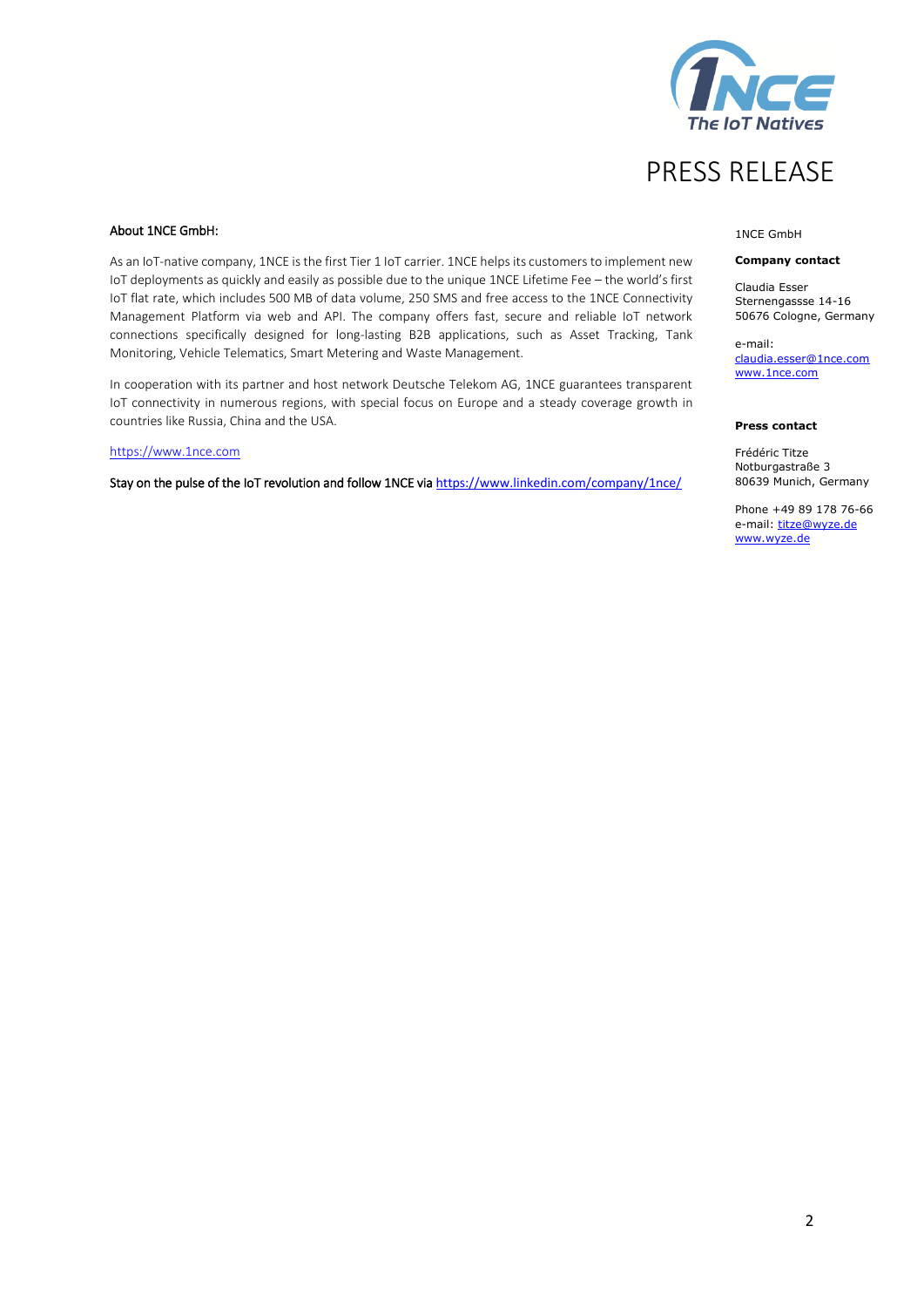# PRESS RELEASE

**About 1NCE GmbH:**

As an IoT-native company, 1NCE is the first Tier 1 IoT carrier. 1NCE helps its customers to implement new IoT deployments as quickly and easily as possible due to the unique 1NCE Lifetime Fee – the world's first IoT flat rate, which includes 500 MB of data volume, 250 SMS and free access to the 1NCE Connectivity Management Platform via web and API. The company offers fast, secure and reliable IoT network connections specifically designed for long-lasting B2B applications, such as Asset Tracking, Tank Monitoring, Vehicle Telematics, Smart Metering and Waste Management.

In cooperation with its partner and host network Deutsche Telekom AG, 1NCE guarantees transparent IoT connectivity in numerous regions, with special focus on Europe and a steady coverage growth in countries like Russia, China and the USA.

https://www.1nce.com

Stay on the pulse of the IoT revolution and follow 1NCE via https://www.linkedin.com/company/1nce/

1NCE GmbH

**Company contact**

Claudia Esser
Sternengassse 14-16
50676 Cologne, Germany

e-mail:
claudia.esser@1nce.com
www.1nce.com

**Press contact**

Frédéric Titze
Notburgastraße 3
80639 Munich, Germany

Phone +49 89 178 76-66
e-mail: titze@wyze.de
www.wyze.de